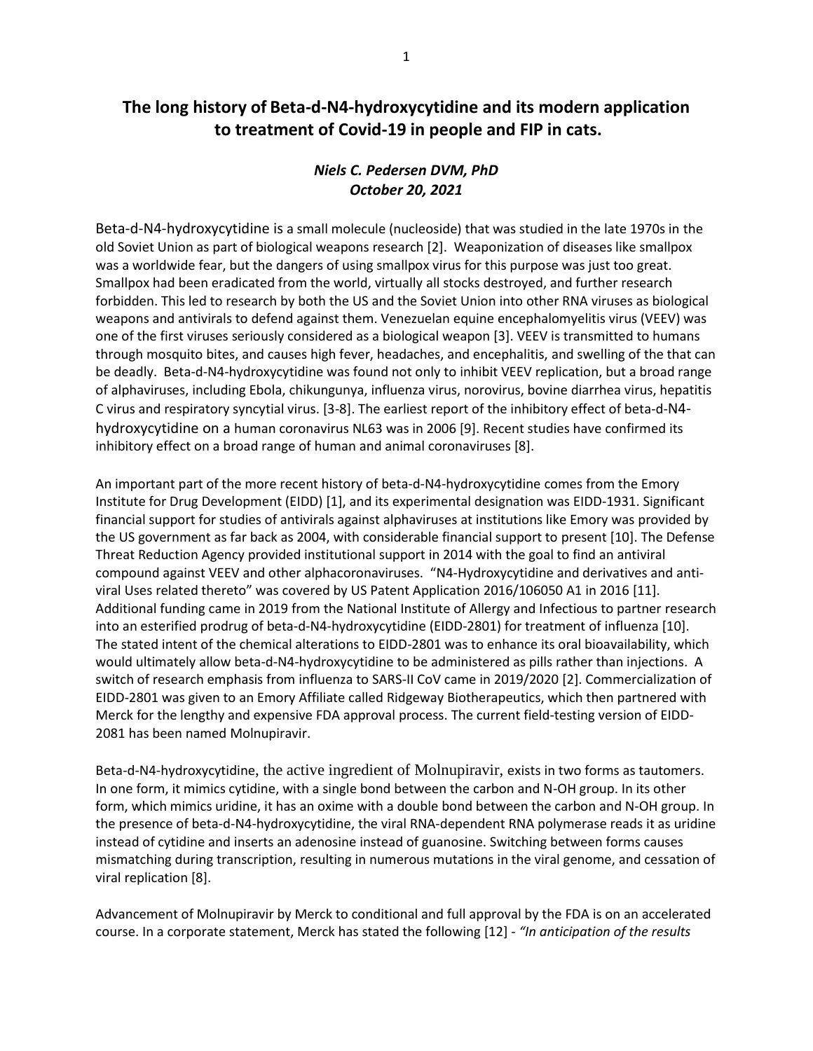# The long history of Beta-d-N4-hydroxycytidine and its modern application to treatment of Covid-19 in people and FIP in cats.

***Niels C. Pedersen DVM, PhD***
***October 20, 2021***

Beta-d-N4-hydroxycytidine is a small molecule (nucleoside) that was studied in the late 1970s in the old Soviet Union as part of biological weapons research [2]. Weaponization of diseases like smallpox was a worldwide fear, but the dangers of using smallpox virus for this purpose was just too great. Smallpox had been eradicated from the world, virtually all stocks destroyed, and further research forbidden. This led to research by both the US and the Soviet Union into other RNA viruses as biological weapons and antivirals to defend against them. Venezuelan equine encephalomyelitis virus (VEEV) was one of the first viruses seriously considered as a biological weapon [3]. VEEV is transmitted to humans through mosquito bites, and causes high fever, headaches, and encephalitis, and swelling of the that can be deadly. Beta-d-N4-hydroxycytidine was found not only to inhibit VEEV replication, but a broad range of alphaviruses, including Ebola, chikungunya, influenza virus, norovirus, bovine diarrhea virus, hepatitis C virus and respiratory syncytial virus. [3-8]. The earliest report of the inhibitory effect of beta-d-N4-hydroxycytidine on a human coronavirus NL63 was in 2006 [9]. Recent studies have confirmed its inhibitory effect on a broad range of human and animal coronaviruses [8].

An important part of the more recent history of beta-d-N4-hydroxycytidine comes from the Emory Institute for Drug Development (EIDD) [1], and its experimental designation was EIDD-1931. Significant financial support for studies of antivirals against alphaviruses at institutions like Emory was provided by the US government as far back as 2004, with considerable financial support to present [10]. The Defense Threat Reduction Agency provided institutional support in 2014 with the goal to find an antiviral compound against VEEV and other alphacoronaviruses. "N4-Hydroxycytidine and derivatives and anti-viral Uses related thereto" was covered by US Patent Application 2016/106050 A1 in 2016 [11]. Additional funding came in 2019 from the National Institute of Allergy and Infectious to partner research into an esterified prodrug of beta-d-N4-hydroxycytidine (EIDD-2801) for treatment of influenza [10]. The stated intent of the chemical alterations to EIDD-2801 was to enhance its oral bioavailability, which would ultimately allow beta-d-N4-hydroxycytidine to be administered as pills rather than injections. A switch of research emphasis from influenza to SARS-II CoV came in 2019/2020 [2]. Commercialization of EIDD-2801 was given to an Emory Affiliate called Ridgeway Biotherapeutics, which then partnered with Merck for the lengthy and expensive FDA approval process. The current field-testing version of EIDD-2081 has been named Molnupiravir.

Beta-d-N4-hydroxycytidine, the active ingredient of Molnupiravir, exists in two forms as tautomers. In one form, it mimics cytidine, with a single bond between the carbon and N-OH group. In its other form, which mimics uridine, it has an oxime with a double bond between the carbon and N-OH group. In the presence of beta-d-N4-hydroxycytidine, the viral RNA-dependent RNA polymerase reads it as uridine instead of cytidine and inserts an adenosine instead of guanosine. Switching between forms causes mismatching during transcription, resulting in numerous mutations in the viral genome, and cessation of viral replication [8].

Advancement of Molnupiravir by Merck to conditional and full approval by the FDA is on an accelerated course. In a corporate statement, Merck has stated the following [12] - *"In anticipation of the results*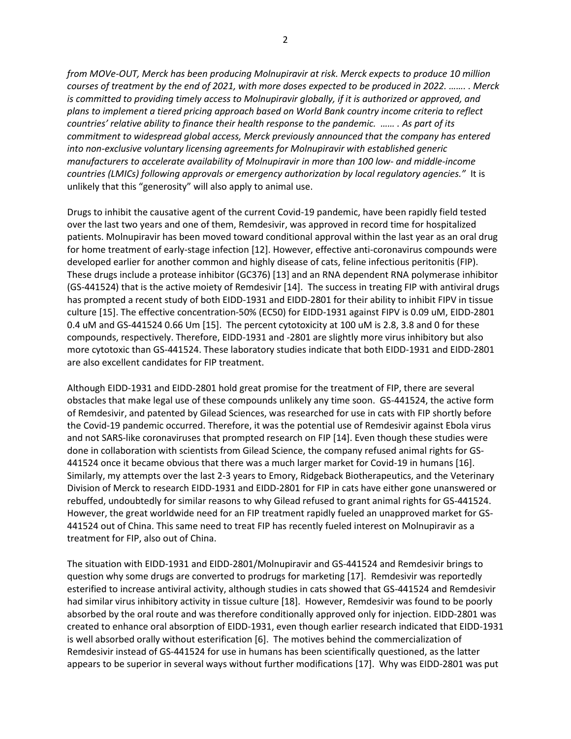*from MOVe-OUT, Merck has been producing Molnupiravir at risk. Merck expects to produce 10 million courses of treatment by the end of 2021, with more doses expected to be produced in 2022. ……. . Merck is committed to providing timely access to Molnupiravir globally, if it is authorized or approved, and plans to implement a tiered pricing approach based on World Bank country income criteria to reflect countries' relative ability to finance their health response to the pandemic. …… . As part of its commitment to widespread global access, Merck previously announced that the company has entered into non-exclusive voluntary licensing agreements for Molnupiravir with established generic manufacturers to accelerate availability of Molnupiravir in more than 100 low- and middle-income countries (LMICs) following approvals or emergency authorization by local regulatory agencies."* It is unlikely that this "generosity" will also apply to animal use.

Drugs to inhibit the causative agent of the current Covid-19 pandemic, have been rapidly field tested over the last two years and one of them, Remdesivir, was approved in record time for hospitalized patients. Molnupiravir has been moved toward conditional approval within the last year as an oral drug for home treatment of early-stage infection [12]. However, effective anti-coronavirus compounds were developed earlier for another common and highly disease of cats, feline infectious peritonitis (FIP). These drugs include a protease inhibitor (GC376) [13] and an RNA dependent RNA polymerase inhibitor (GS-441524) that is the active moiety of Remdesivir [14]. The success in treating FIP with antiviral drugs has prompted a recent study of both EIDD-1931 and EIDD-2801 for their ability to inhibit FIPV in tissue culture [15]. The effective concentration-50% ($EC_{50}$) for EIDD-1931 against FIPV is 0.09 uM, EIDD-2801 0.4 uM and GS-441524 0.66 Um [15]. The percent cytotoxicity at 100 uM is 2.8, 3.8 and 0 for these compounds, respectively. Therefore, EIDD-1931 and -2801 are slightly more virus inhibitory but also more cytotoxic than GS-441524. These laboratory studies indicate that both EIDD-1931 and EIDD-2801 are also excellent candidates for FIP treatment.

Although EIDD-1931 and EIDD-2801 hold great promise for the treatment of FIP, there are several obstacles that make legal use of these compounds unlikely any time soon. GS-441524, the active form of Remdesivir, and patented by Gilead Sciences, was researched for use in cats with FIP shortly before the Covid-19 pandemic occurred. Therefore, it was the potential use of Remdesivir against Ebola virus and not SARS-like coronaviruses that prompted research on FIP [14]. Even though these studies were done in collaboration with scientists from Gilead Science, the company refused animal rights for GS-441524 once it became obvious that there was a much larger market for Covid-19 in humans [16]. Similarly, my attempts over the last 2-3 years to Emory, Ridgeback Biotherapeutics, and the Veterinary Division of Merck to research EIDD-1931 and EIDD-2801 for FIP in cats have either gone unanswered or rebuffed, undoubtedly for similar reasons to why Gilead refused to grant animal rights for GS-441524. However, the great worldwide need for an FIP treatment rapidly fueled an unapproved market for GS-441524 out of China. This same need to treat FIP has recently fueled interest on Molnupiravir as a treatment for FIP, also out of China.

The situation with EIDD-1931 and EIDD-2801/Molnupiravir and GS-441524 and Remdesivir brings to question why some drugs are converted to prodrugs for marketing [17]. Remdesivir was reportedly esterified to increase antiviral activity, although studies in cats showed that GS-441524 and Remdesivir had similar virus inhibitory activity in tissue culture [18]. However, Remdesivir was found to be poorly absorbed by the oral route and was therefore conditionally approved only for injection. EIDD-2801 was created to enhance oral absorption of EIDD-1931, even though earlier research indicated that EIDD-1931 is well absorbed orally without esterification [6]. The motives behind the commercialization of Remdesivir instead of GS-441524 for use in humans has been scientifically questioned, as the latter appears to be superior in several ways without further modifications [17]. Why was EIDD-2801 was put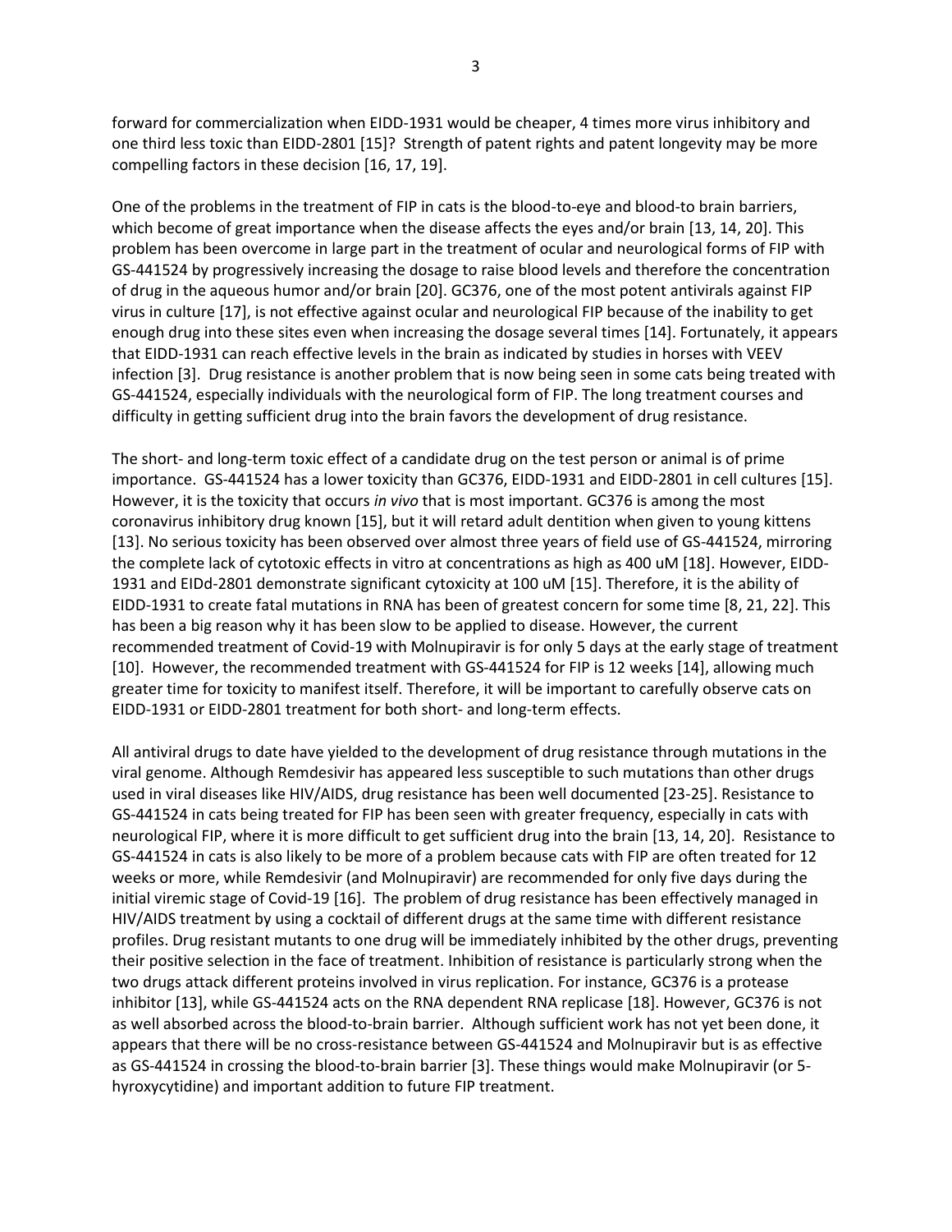forward for commercialization when EIDD-1931 would be cheaper, 4 times more virus inhibitory and one third less toxic than EIDD-2801 [15]? Strength of patent rights and patent longevity may be more compelling factors in these decision [16, 17, 19].

One of the problems in the treatment of FIP in cats is the blood-to-eye and blood-to brain barriers, which become of great importance when the disease affects the eyes and/or brain [13, 14, 20]. This problem has been overcome in large part in the treatment of ocular and neurological forms of FIP with GS-441524 by progressively increasing the dosage to raise blood levels and therefore the concentration of drug in the aqueous humor and/or brain [20]. GC376, one of the most potent antivirals against FIP virus in culture [17], is not effective against ocular and neurological FIP because of the inability to get enough drug into these sites even when increasing the dosage several times [14]. Fortunately, it appears that EIDD-1931 can reach effective levels in the brain as indicated by studies in horses with VEEV infection [3]. Drug resistance is another problem that is now being seen in some cats being treated with GS-441524, especially individuals with the neurological form of FIP. The long treatment courses and difficulty in getting sufficient drug into the brain favors the development of drug resistance.

The short- and long-term toxic effect of a candidate drug on the test person or animal is of prime importance. GS-441524 has a lower toxicity than GC376, EIDD-1931 and EIDD-2801 in cell cultures [15]. However, it is the toxicity that occurs *in vivo* that is most important. GC376 is among the most coronavirus inhibitory drug known [15], but it will retard adult dentition when given to young kittens [13]. No serious toxicity has been observed over almost three years of field use of GS-441524, mirroring the complete lack of cytotoxic effects in vitro at concentrations as high as 400 uM [18]. However, EIDD-1931 and EIDd-2801 demonstrate significant cytoxicity at 100 uM [15]. Therefore, it is the ability of EIDD-1931 to create fatal mutations in RNA has been of greatest concern for some time [8, 21, 22]. This has been a big reason why it has been slow to be applied to disease. However, the current recommended treatment of Covid-19 with Molnupiravir is for only 5 days at the early stage of treatment [10]. However, the recommended treatment with GS-441524 for FIP is 12 weeks [14], allowing much greater time for toxicity to manifest itself. Therefore, it will be important to carefully observe cats on EIDD-1931 or EIDD-2801 treatment for both short- and long-term effects.

All antiviral drugs to date have yielded to the development of drug resistance through mutations in the viral genome. Although Remdesivir has appeared less susceptible to such mutations than other drugs used in viral diseases like HIV/AIDS, drug resistance has been well documented [23-25]. Resistance to GS-441524 in cats being treated for FIP has been seen with greater frequency, especially in cats with neurological FIP, where it is more difficult to get sufficient drug into the brain [13, 14, 20]. Resistance to GS-441524 in cats is also likely to be more of a problem because cats with FIP are often treated for 12 weeks or more, while Remdesivir (and Molnupiravir) are recommended for only five days during the initial viremic stage of Covid-19 [16]. The problem of drug resistance has been effectively managed in HIV/AIDS treatment by using a cocktail of different drugs at the same time with different resistance profiles. Drug resistant mutants to one drug will be immediately inhibited by the other drugs, preventing their positive selection in the face of treatment. Inhibition of resistance is particularly strong when the two drugs attack different proteins involved in virus replication. For instance, GC376 is a protease inhibitor [13], while GS-441524 acts on the RNA dependent RNA replicase [18]. However, GC376 is not as well absorbed across the blood-to-brain barrier. Although sufficient work has not yet been done, it appears that there will be no cross-resistance between GS-441524 and Molnupiravir but is as effective as GS-441524 in crossing the blood-to-brain barrier [3]. These things would make Molnupiravir (or 5-hyroxycytidine) and important addition to future FIP treatment.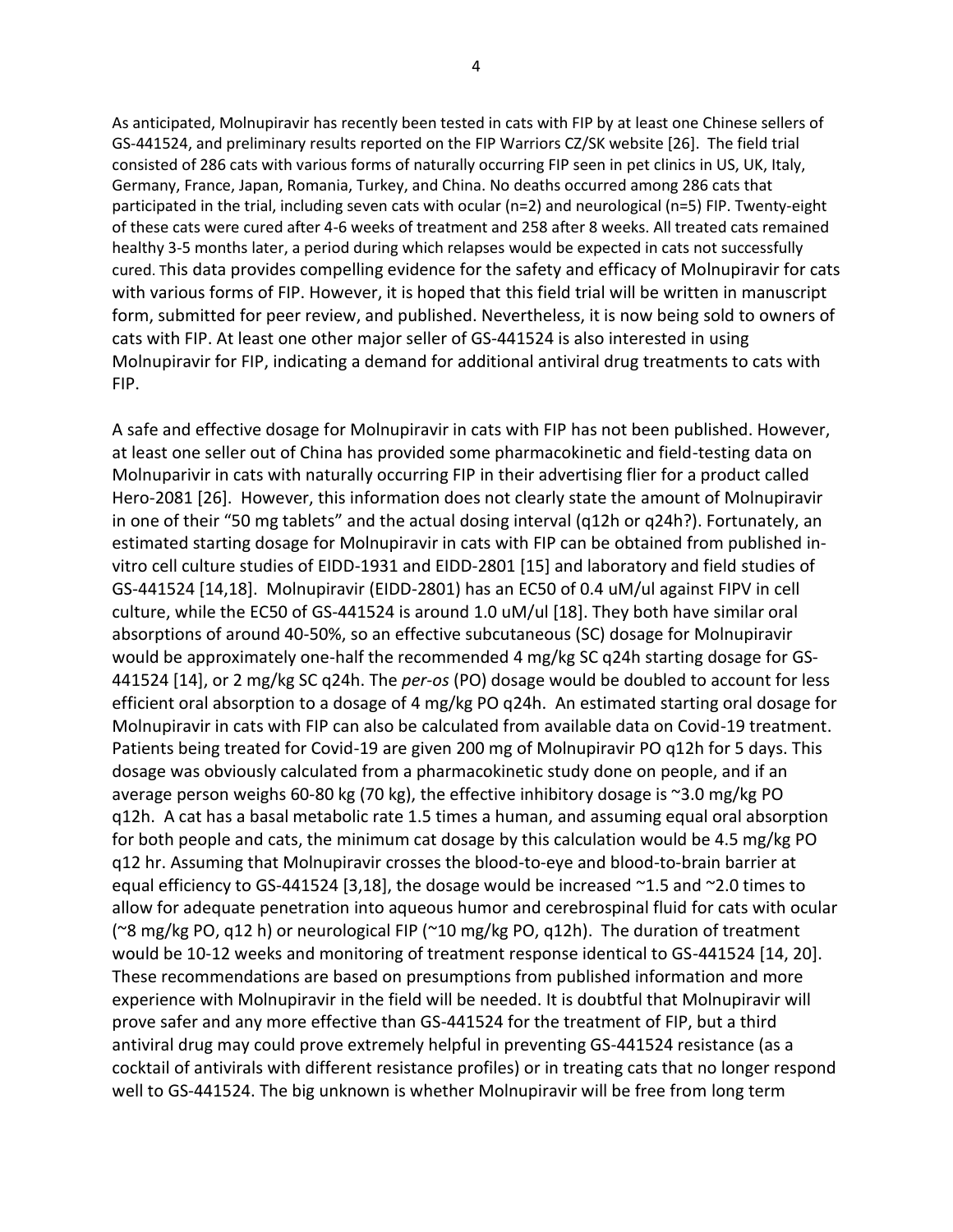As anticipated, Molnupiravir has recently been tested in cats with FIP by at least one Chinese sellers of GS-441524, and preliminary results reported on the FIP Warriors CZ/SK website [26]. The field trial consisted of 286 cats with various forms of naturally occurring FIP seen in pet clinics in US, UK, Italy, Germany, France, Japan, Romania, Turkey, and China. No deaths occurred among 286 cats that participated in the trial, including seven cats with ocular (n=2) and neurological (n=5) FIP. Twenty-eight of these cats were cured after 4-6 weeks of treatment and 258 after 8 weeks. All treated cats remained healthy 3-5 months later, a period during which relapses would be expected in cats not successfully cured. This data provides compelling evidence for the safety and efficacy of Molnupiravir for cats with various forms of FIP. However, it is hoped that this field trial will be written in manuscript form, submitted for peer review, and published. Nevertheless, it is now being sold to owners of cats with FIP. At least one other major seller of GS-441524 is also interested in using Molnupiravir for FIP, indicating a demand for additional antiviral drug treatments to cats with FIP.

A safe and effective dosage for Molnupiravir in cats with FIP has not been published. However, at least one seller out of China has provided some pharmacokinetic and field-testing data on Molnuparivir in cats with naturally occurring FIP in their advertising flier for a product called Hero-2081 [26]. However, this information does not clearly state the amount of Molnupiravir in one of their "50 mg tablets" and the actual dosing interval (q12h or q24h?). Fortunately, an estimated starting dosage for Molnupiravir in cats with FIP can be obtained from published in-vitro cell culture studies of EIDD-1931 and EIDD-2801 [15] and laboratory and field studies of GS-441524 [14,18]. Molnupiravir (EIDD-2801) has an EC50 of 0.4 uM/ul against FIPV in cell culture, while the EC50 of GS-441524 is around 1.0 uM/ul [18]. They both have similar oral absorptions of around 40-50%, so an effective subcutaneous (SC) dosage for Molnupiravir would be approximately one-half the recommended 4 mg/kg SC q24h starting dosage for GS-441524 [14], or 2 mg/kg SC q24h. The *per-os* (PO) dosage would be doubled to account for less efficient oral absorption to a dosage of 4 mg/kg PO q24h. An estimated starting oral dosage for Molnupiravir in cats with FIP can also be calculated from available data on Covid-19 treatment. Patients being treated for Covid-19 are given 200 mg of Molnupiravir PO q12h for 5 days. This dosage was obviously calculated from a pharmacokinetic study done on people, and if an average person weighs 60-80 kg (70 kg), the effective inhibitory dosage is ~3.0 mg/kg PO q12h. A cat has a basal metabolic rate 1.5 times a human, and assuming equal oral absorption for both people and cats, the minimum cat dosage by this calculation would be 4.5 mg/kg PO q12 hr. Assuming that Molnupiravir crosses the blood-to-eye and blood-to-brain barrier at equal efficiency to GS-441524 [3,18], the dosage would be increased ~1.5 and ~2.0 times to allow for adequate penetration into aqueous humor and cerebrospinal fluid for cats with ocular (~8 mg/kg PO, q12 h) or neurological FIP (~10 mg/kg PO, q12h). The duration of treatment would be 10-12 weeks and monitoring of treatment response identical to GS-441524 [14, 20]. These recommendations are based on presumptions from published information and more experience with Molnupiravir in the field will be needed. It is doubtful that Molnupiravir will prove safer and any more effective than GS-441524 for the treatment of FIP, but a third antiviral drug may could prove extremely helpful in preventing GS-441524 resistance (as a cocktail of antivirals with different resistance profiles) or in treating cats that no longer respond well to GS-441524. The big unknown is whether Molnupiravir will be free from long term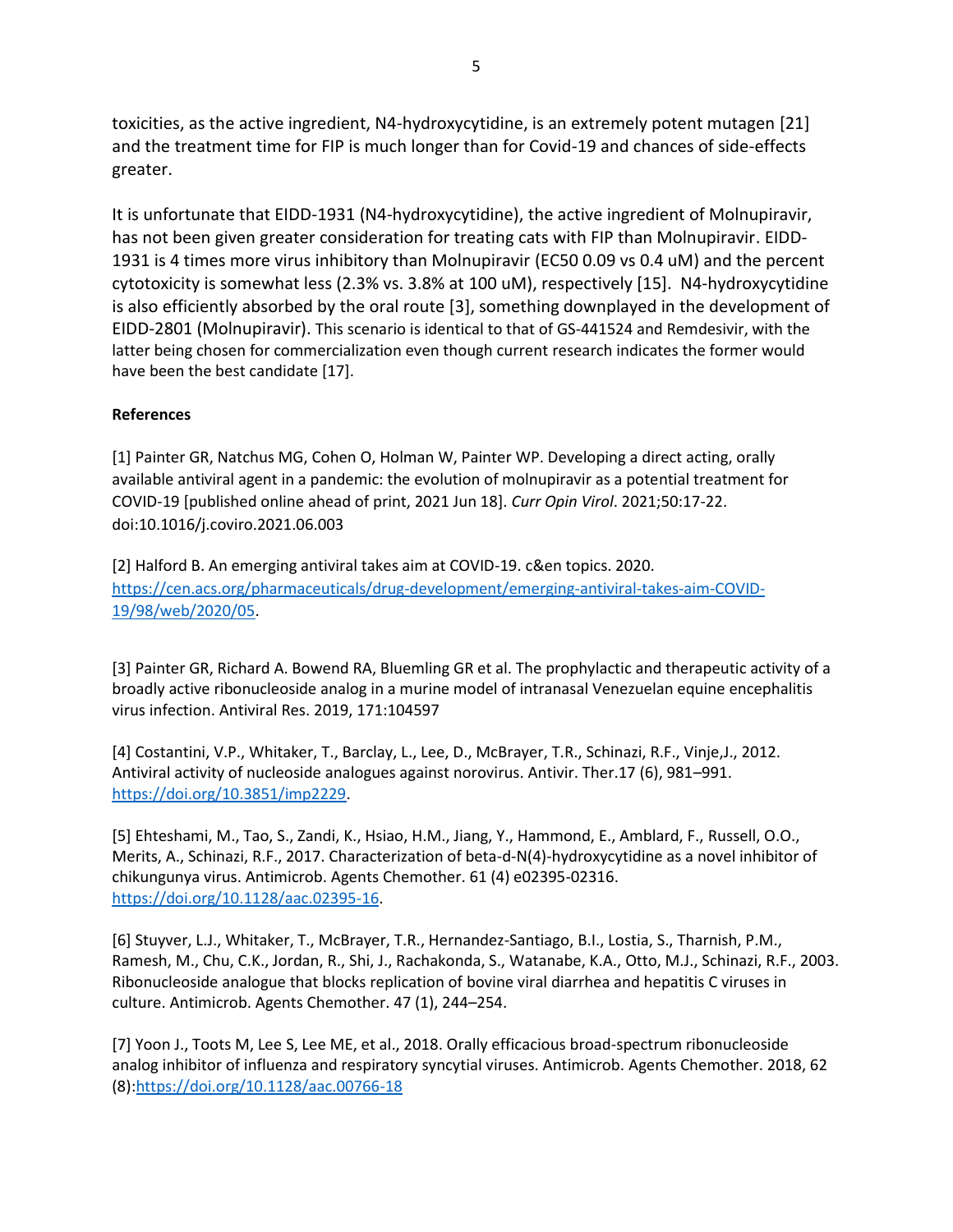toxicities, as the active ingredient, N4-hydroxycytidine, is an extremely potent mutagen [21] and the treatment time for FIP is much longer than for Covid-19 and chances of side-effects greater.

It is unfortunate that EIDD-1931 (N4-hydroxycytidine), the active ingredient of Molnupiravir, has not been given greater consideration for treating cats with FIP than Molnupiravir. EIDD-1931 is 4 times more virus inhibitory than Molnupiravir (EC50 0.09 vs 0.4 uM) and the percent cytotoxicity is somewhat less (2.3% vs. 3.8% at 100 uM), respectively [15]. N4-hydroxycytidine is also efficiently absorbed by the oral route [3], something downplayed in the development of EIDD-2801 (Molnupiravir). This scenario is identical to that of GS-441524 and Remdesivir, with the latter being chosen for commercialization even though current research indicates the former would have been the best candidate [17].

**References**

[1] Painter GR, Natchus MG, Cohen O, Holman W, Painter WP. Developing a direct acting, orally available antiviral agent in a pandemic: the evolution of molnupiravir as a potential treatment for COVID-19 [published online ahead of print, 2021 Jun 18]. *Curr Opin Virol*. 2021;50:17-22. doi:10.1016/j.coviro.2021.06.003

[2] Halford B. An emerging antiviral takes aim at COVID-19. c&en topics. 2020. https://cen.acs.org/pharmaceuticals/drug-development/emerging-antiviral-takes-aim-COVID-19/98/web/2020/05.

[3] Painter GR, Richard A. Bowend RA, Bluemling GR et al. The prophylactic and therapeutic activity of a broadly active ribonucleoside analog in a murine model of intranasal Venezuelan equine encephalitis virus infection. Antiviral Res. 2019, 171:104597

[4] Costantini, V.P., Whitaker, T., Barclay, L., Lee, D., McBrayer, T.R., Schinazi, R.F., Vinje,J., 2012. Antiviral activity of nucleoside analogues against norovirus. Antivir. Ther.17 (6), 981–991. https://doi.org/10.3851/imp2229.

[5] Ehteshami, M., Tao, S., Zandi, K., Hsiao, H.M., Jiang, Y., Hammond, E., Amblard, F., Russell, O.O., Merits, A., Schinazi, R.F., 2017. Characterization of beta-d-N(4)-hydroxycytidine as a novel inhibitor of chikungunya virus. Antimicrob. Agents Chemother. 61 (4) e02395-02316. https://doi.org/10.1128/aac.02395-16.

[6] Stuyver, L.J., Whitaker, T., McBrayer, T.R., Hernandez-Santiago, B.I., Lostia, S., Tharnish, P.M., Ramesh, M., Chu, C.K., Jordan, R., Shi, J., Rachakonda, S., Watanabe, K.A., Otto, M.J., Schinazi, R.F., 2003. Ribonucleoside analogue that blocks replication of bovine viral diarrhea and hepatitis C viruses in culture. Antimicrob. Agents Chemother. 47 (1), 244–254.

[7] Yoon J., Toots M, Lee S, Lee ME, et al., 2018. Orally efficacious broad-spectrum ribonucleoside analog inhibitor of influenza and respiratory syncytial viruses. Antimicrob. Agents Chemother. 2018, 62 (8):https://doi.org/10.1128/aac.00766-18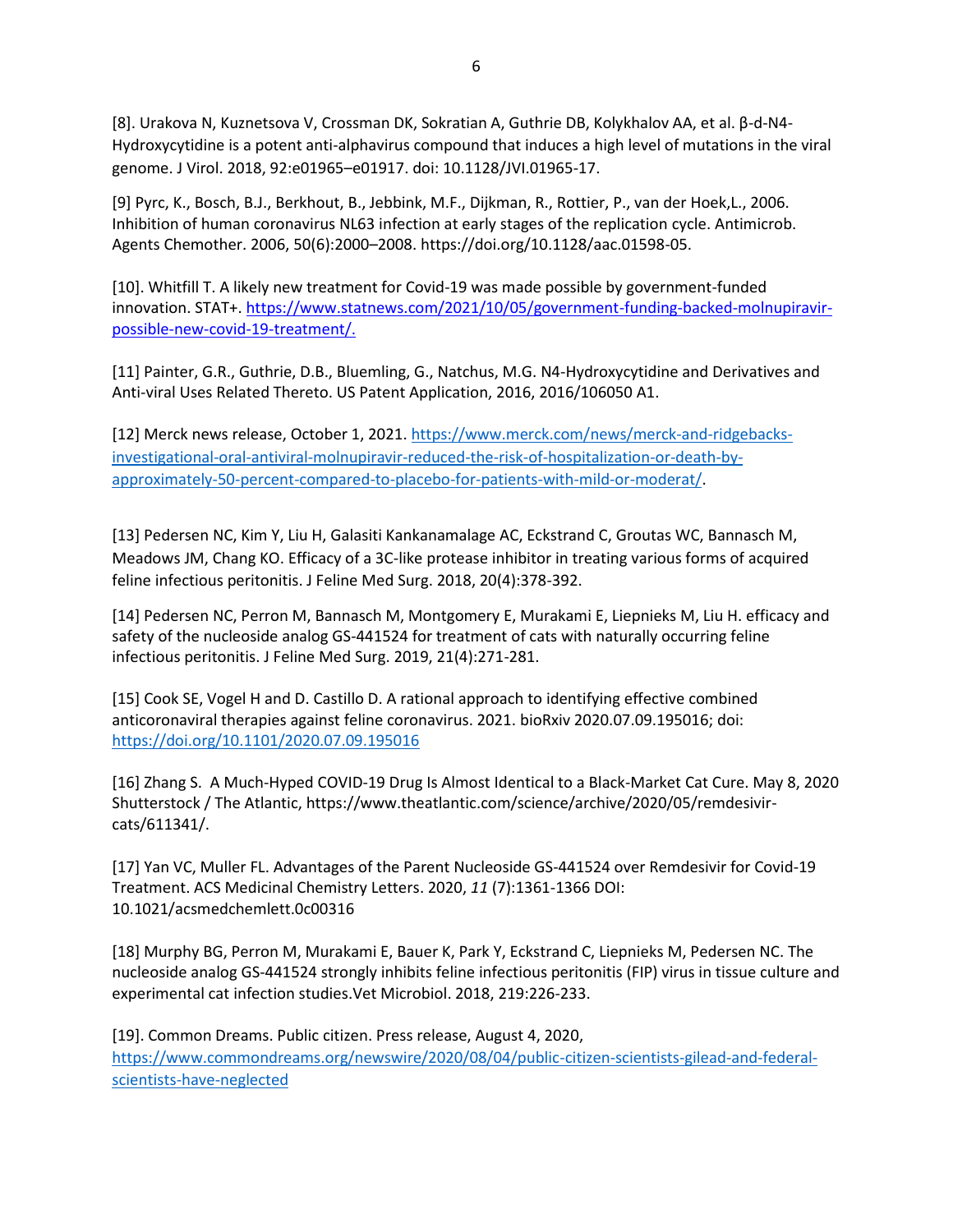[8]. Urakova N, Kuznetsova V, Crossman DK, Sokratian A, Guthrie DB, Kolykhalov AA, et al. β-d-N4-Hydroxycytidine is a potent anti-alphavirus compound that induces a high level of mutations in the viral genome. J Virol. 2018, 92:e01965–e01917. doi: 10.1128/JVI.01965-17.

[9] Pyrc, K., Bosch, B.J., Berkhout, B., Jebbink, M.F., Dijkman, R., Rottier, P., van der Hoek,L., 2006. Inhibition of human coronavirus NL63 infection at early stages of the replication cycle. Antimicrob. Agents Chemother. 2006, 50(6):2000–2008. https://doi.org/10.1128/aac.01598-05.

[10]. Whitfill T. A likely new treatment for Covid-19 was made possible by government-funded innovation. STAT+. https://www.statnews.com/2021/10/05/government-funding-backed-molnupiravir-possible-new-covid-19-treatment/.

[11] Painter, G.R., Guthrie, D.B., Bluemling, G., Natchus, M.G. N4-Hydroxycytidine and Derivatives and Anti-viral Uses Related Thereto. US Patent Application, 2016, 2016/106050 A1.

[12] Merck news release, October 1, 2021. https://www.merck.com/news/merck-and-ridgebacks-investigational-oral-antiviral-molnupiravir-reduced-the-risk-of-hospitalization-or-death-by-approximately-50-percent-compared-to-placebo-for-patients-with-mild-or-moderat/.

[13] Pedersen NC, Kim Y, Liu H, Galasiti Kankanamalage AC, Eckstrand C, Groutas WC, Bannasch M, Meadows JM, Chang KO. Efficacy of a 3C-like protease inhibitor in treating various forms of acquired feline infectious peritonitis. J Feline Med Surg. 2018, 20(4):378-392.

[14] Pedersen NC, Perron M, Bannasch M, Montgomery E, Murakami E, Liepnieks M, Liu H. efficacy and safety of the nucleoside analog GS-441524 for treatment of cats with naturally occurring feline infectious peritonitis. J Feline Med Surg. 2019, 21(4):271-281.

[15] Cook SE, Vogel H and D. Castillo D. A rational approach to identifying effective combined anticoronaviral therapies against feline coronavirus. 2021. bioRxiv 2020.07.09.195016; doi: https://doi.org/10.1101/2020.07.09.195016

[16] Zhang S. A Much-Hyped COVID-19 Drug Is Almost Identical to a Black-Market Cat Cure. May 8, 2020 Shutterstock / The Atlantic, https://www.theatlantic.com/science/archive/2020/05/remdesivir-cats/611341/.

[17] Yan VC, Muller FL. Advantages of the Parent Nucleoside GS-441524 over Remdesivir for Covid-19 Treatment. ACS Medicinal Chemistry Letters. 2020, *11* (7):1361-1366 DOI: 10.1021/acsmedchemlett.0c00316

[18] Murphy BG, Perron M, Murakami E, Bauer K, Park Y, Eckstrand C, Liepnieks M, Pedersen NC. The nucleoside analog GS-441524 strongly inhibits feline infectious peritonitis (FIP) virus in tissue culture and experimental cat infection studies.Vet Microbiol. 2018, 219:226-233.

[19]. Common Dreams. Public citizen. Press release, August 4, 2020, https://www.commondreams.org/newswire/2020/08/04/public-citizen-scientists-gilead-and-federal-scientists-have-neglected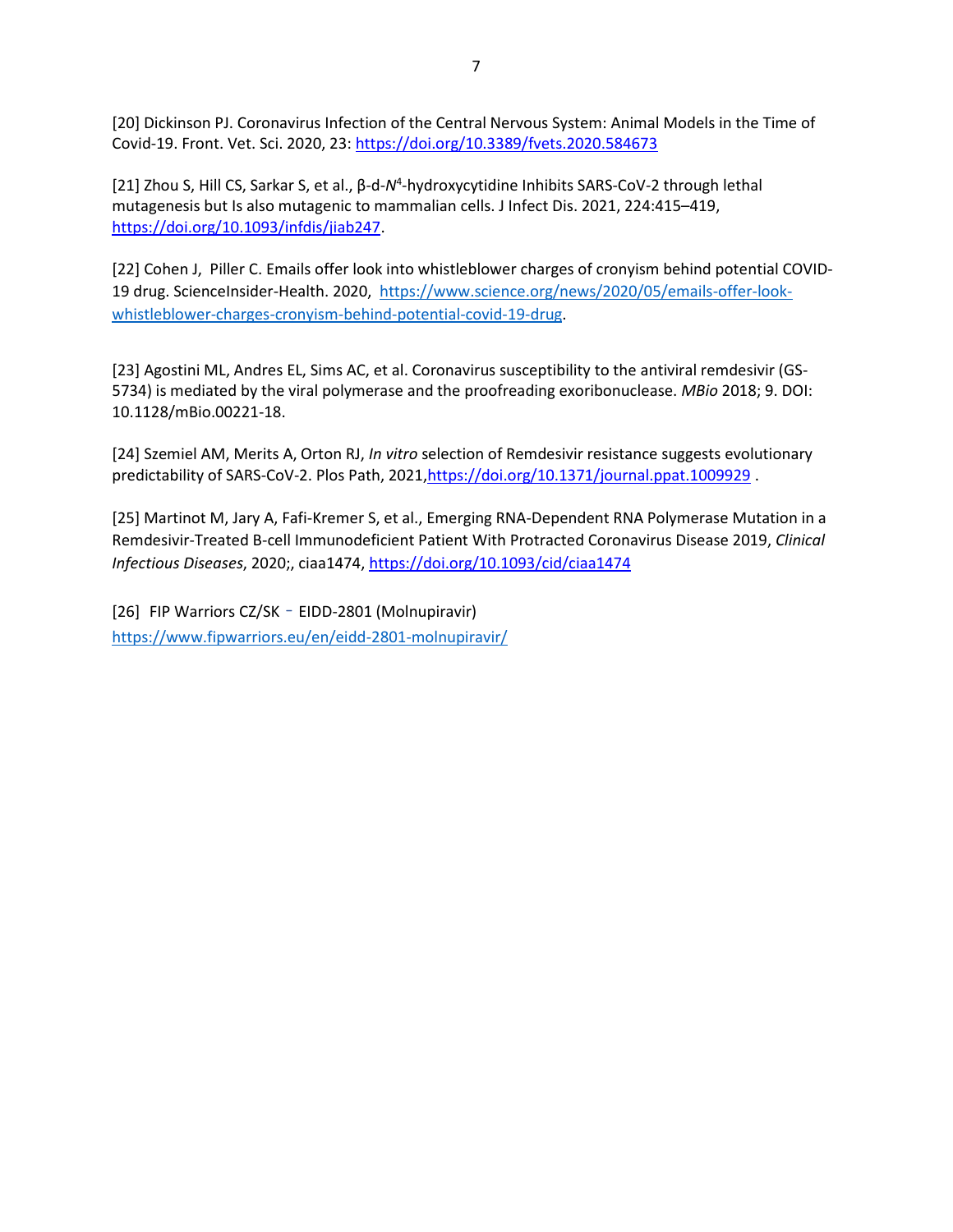[20] Dickinson PJ. Coronavirus Infection of the Central Nervous System: Animal Models in the Time of Covid-19. Front. Vet. Sci. 2020, 23: https://doi.org/10.3389/fvets.2020.584673

[21] Zhou S, Hill CS, Sarkar S, et al., β-d-$N^4$-hydroxycytidine Inhibits SARS-CoV-2 through lethal mutagenesis but Is also mutagenic to mammalian cells. J Infect Dis. 2021, 224:415–419, https://doi.org/10.1093/infdis/jiab247.

[22] Cohen J, Piller C. Emails offer look into whistleblower charges of cronyism behind potential COVID-19 drug. ScienceInsider-Health. 2020, https://www.science.org/news/2020/05/emails-offer-look-whistleblower-charges-cronyism-behind-potential-covid-19-drug.

[23] Agostini ML, Andres EL, Sims AC, et al. Coronavirus susceptibility to the antiviral remdesivir (GS-5734) is mediated by the viral polymerase and the proofreading exoribonuclease. *MBio* 2018; 9. DOI: 10.1128/mBio.00221-18.

[24] Szemiel AM, Merits A, Orton RJ, *In vitro* selection of Remdesivir resistance suggests evolutionary predictability of SARS-CoV-2. Plos Path, 2021,https://doi.org/10.1371/journal.ppat.1009929 .

[25] Martinot M, Jary A, Fafi-Kremer S, et al., Emerging RNA-Dependent RNA Polymerase Mutation in a Remdesivir-Treated B-cell Immunodeficient Patient With Protracted Coronavirus Disease 2019, *Clinical Infectious Diseases*, 2020;, ciaa1474, https://doi.org/10.1093/cid/ciaa1474

[26] FIP Warriors CZ/SK – EIDD-2801 (Molnupiravir)
https://www.fipwarriors.eu/en/eidd-2801-molnupiravir/